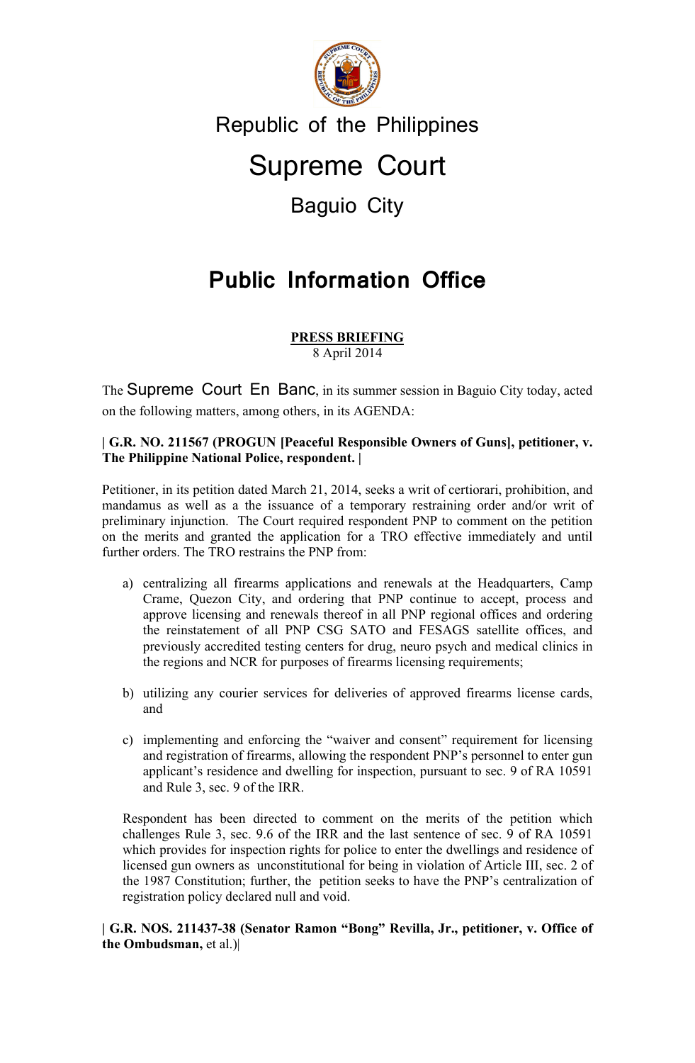# Republic of the Philippines

# Supreme Court

## Baguio City

# Public Information Office

**PRESS BRIEFING**
8 April 2014

The Supreme Court En Banc, in its summer session in Baguio City today, acted on the following matters, among others, in its AGENDA:

**| G.R. NO. 211567 (PROGUN [Peaceful Responsible Owners of Guns], petitioner, v. The Philippine National Police, respondent. |**

Petitioner, in its petition dated March 21, 2014, seeks a writ of certiorari, prohibition, and mandamus as well as a the issuance of a temporary restraining order and/or writ of preliminary injunction. The Court required respondent PNP to comment on the petition on the merits and granted the application for a TRO effective immediately and until further orders. The TRO restrains the PNP from:

a) centralizing all firearms applications and renewals at the Headquarters, Camp Crame, Quezon City, and ordering that PNP continue to accept, process and approve licensing and renewals thereof in all PNP regional offices and ordering the reinstatement of all PNP CSG SATO and FESAGS satellite offices, and previously accredited testing centers for drug, neuro psych and medical clinics in the regions and NCR for purposes of firearms licensing requirements;

b) utilizing any courier services for deliveries of approved firearms license cards, and

c) implementing and enforcing the "waiver and consent" requirement for licensing and registration of firearms, allowing the respondent PNP's personnel to enter gun applicant's residence and dwelling for inspection, pursuant to sec. 9 of RA 10591 and Rule 3, sec. 9 of the IRR.

Respondent has been directed to comment on the merits of the petition which challenges Rule 3, sec. 9.6 of the IRR and the last sentence of sec. 9 of RA 10591 which provides for inspection rights for police to enter the dwellings and residence of licensed gun owners as unconstitutional for being in violation of Article III, sec. 2 of the 1987 Constitution; further, the petition seeks to have the PNP's centralization of registration policy declared null and void.

**| G.R. NOS. 211437-38 (Senator Ramon "Bong" Revilla, Jr., petitioner, v. Office of the Ombudsman,** et al.)|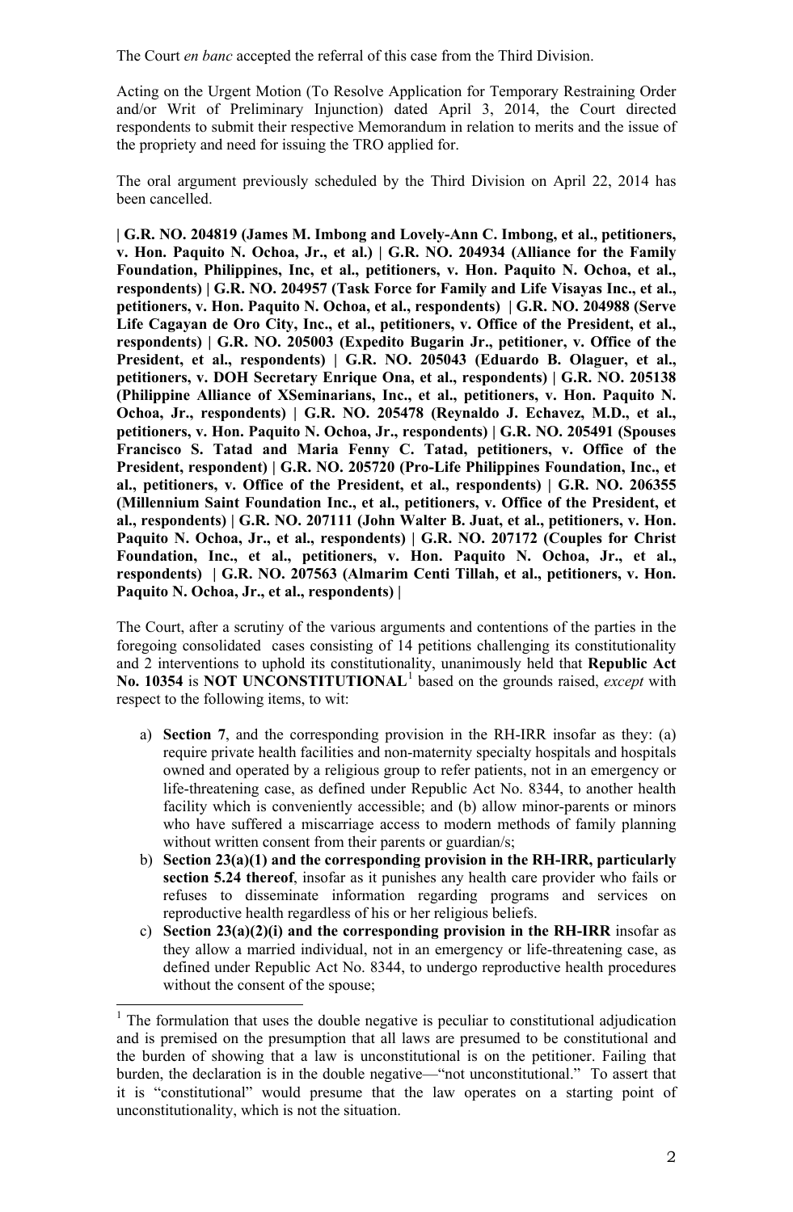The Court *en banc* accepted the referral of this case from the Third Division.

Acting on the Urgent Motion (To Resolve Application for Temporary Restraining Order and/or Writ of Preliminary Injunction) dated April 3, 2014, the Court directed respondents to submit their respective Memorandum in relation to merits and the issue of the propriety and need for issuing the TRO applied for.

The oral argument previously scheduled by the Third Division on April 22, 2014 has been cancelled.

**| G.R. NO. 204819 (James M. Imbong and Lovely-Ann C. Imbong, et al., petitioners, v. Hon. Paquito N. Ochoa, Jr., et al.) | G.R. NO. 204934 (Alliance for the Family Foundation, Philippines, Inc, et al., petitioners, v. Hon. Paquito N. Ochoa, et al., respondents) | G.R. NO. 204957 (Task Force for Family and Life Visayas Inc., et al., petitioners, v. Hon. Paquito N. Ochoa, et al., respondents) | G.R. NO. 204988 (Serve Life Cagayan de Oro City, Inc., et al., petitioners, v. Office of the President, et al., respondents) | G.R. NO. 205003 (Expedito Bugarin Jr., petitioner, v. Office of the President, et al., respondents) | G.R. NO. 205043 (Eduardo B. Olaguer, et al., petitioners, v. DOH Secretary Enrique Ona, et al., respondents) | G.R. NO. 205138 (Philippine Alliance of XSeminarians, Inc., et al., petitioners, v. Hon. Paquito N. Ochoa, Jr., respondents) | G.R. NO. 205478 (Reynaldo J. Echavez, M.D., et al., petitioners, v. Hon. Paquito N. Ochoa, Jr., respondents) | G.R. NO. 205491 (Spouses Francisco S. Tatad and Maria Fenny C. Tatad, petitioners, v. Office of the President, respondent) | G.R. NO. 205720 (Pro-Life Philippines Foundation, Inc., et al., petitioners, v. Office of the President, et al., respondents) | G.R. NO. 206355 (Millennium Saint Foundation Inc., et al., petitioners, v. Office of the President, et al., respondents) | G.R. NO. 207111 (John Walter B. Juat, et al., petitioners, v. Hon. Paquito N. Ochoa, Jr., et al., respondents) | G.R. NO. 207172 (Couples for Christ Foundation, Inc., et al., petitioners, v. Hon. Paquito N. Ochoa, Jr., et al., respondents) | G.R. NO. 207563 (Almarim Centi Tillah, et al., petitioners, v. Hon. Paquito N. Ochoa, Jr., et al., respondents) |**

The Court, after a scrutiny of the various arguments and contentions of the parties in the foregoing consolidated cases consisting of 14 petitions challenging its constitutionality and 2 interventions to uphold its constitutionality, unanimously held that **Republic Act No. 10354** is **NOT UNCONSTITUTIONAL**[1] based on the grounds raised, *except* with respect to the following items, to wit:

a) **Section 7**, and the corresponding provision in the RH-IRR insofar as they: (a) require private health facilities and non-maternity specialty hospitals and hospitals owned and operated by a religious group to refer patients, not in an emergency or life-threatening case, as defined under Republic Act No. 8344, to another health facility which is conveniently accessible; and (b) allow minor-parents or minors who have suffered a miscarriage access to modern methods of family planning without written consent from their parents or guardian/s;
b) **Section 23(a)(1) and the corresponding provision in the RH-IRR, particularly section 5.24 thereof**, insofar as it punishes any health care provider who fails or refuses to disseminate information regarding programs and services on reproductive health regardless of his or her religious beliefs.
c) **Section 23(a)(2)(i) and the corresponding provision in the RH-IRR** insofar as they allow a married individual, not in an emergency or life-threatening case, as defined under Republic Act No. 8344, to undergo reproductive health procedures without the consent of the spouse;

---

[1] The formulation that uses the double negative is peculiar to constitutional adjudication and is premised on the presumption that all laws are presumed to be constitutional and the burden of showing that a law is unconstitutional is on the petitioner. Failing that burden, the declaration is in the double negative—"not unconstitutional." To assert that it is "constitutional" would presume that the law operates on a starting point of unconstitutionality, which is not the situation.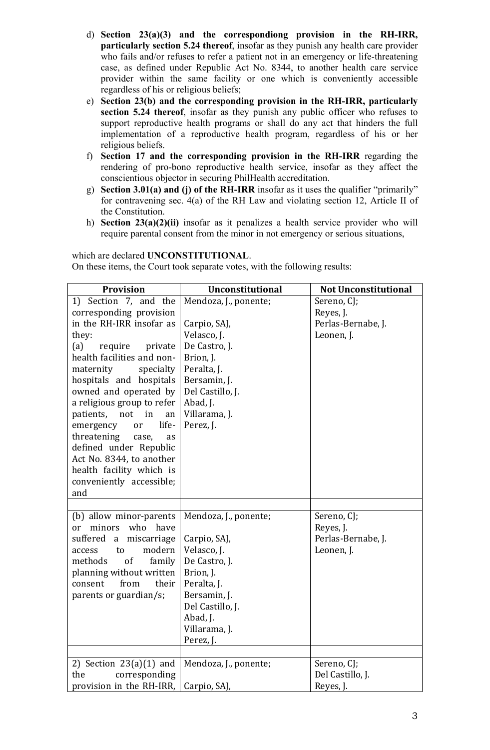d) **Section 23(a)(3) and the correspondiong provision in the RH-IRR, particularly section 5.24 thereof**, insofar as they punish any health care provider who fails and/or refuses to refer a patient not in an emergency or life-threatening case, as defined under Republic Act No. 8344, to another health care service provider within the same facility or one which is conveniently accessible regardless of his or religious beliefs;

e) **Section 23(b) and the corresponding provision in the RH-IRR, particularly section 5.24 thereof**, insofar as they punish any public officer who refuses to support reproductive health programs or shall do any act that hinders the full implementation of a reproductive health program, regardless of his or her religious beliefs.

f) **Section 17 and the corresponding provision in the RH-IRR** regarding the rendering of pro-bono reproductive health service, insofar as they affect the conscientious objector in securing PhilHealth accreditation.

g) **Section 3.01(a) and (j) of the RH-IRR** insofar as it uses the qualifier "primarily" for contravening sec. 4(a) of the RH Law and violating section 12, Article II of the Constitution.

h) **Section 23(a)(2)(ii)** insofar as it penalizes a health service provider who will require parental consent from the minor in not emergency or serious situations,

which are declared **UNCONSTITUTIONAL**.

On these items, the Court took separate votes, with the following results:

| Provision | Unconstitutional | Not Unconstitutional |
|---|---|---|
| 1) Section 7, and the corresponding provision in the RH-IRR insofar as they:<br>(a) require private health facilities and non-maternity specialty hospitals and hospitals owned and operated by a religious group to refer patients, not in an emergency or life-threatening case, as defined under Republic Act No. 8344, to another health facility which is conveniently accessible; and | Mendoza, J., ponente;<br><br>Carpio, SAJ,<br>Velasco, J.<br>De Castro, J.<br>Brion, J.<br>Peralta, J.<br>Bersamin, J.<br>Del Castillo, J.<br>Abad, J.<br>Villarama, J.<br>Perez, J. | Sereno, CJ;<br>Reyes, J.<br>Perlas-Bernabe, J.<br>Leonen, J. |
| | | |
| (b) allow minor-parents or minors who have suffered a miscarriage access to modern methods of family planning without written consent from their parents or guardian/s; | Mendoza, J., ponente;<br><br>Carpio, SAJ,<br>Velasco, J.<br>De Castro, J.<br>Brion, J.<br>Peralta, J.<br>Bersamin, J.<br>Del Castillo, J.<br>Abad, J.<br>Villarama, J.<br>Perez, J. | Sereno, CJ;<br>Reyes, J.<br>Perlas-Bernabe, J.<br>Leonen, J. |
| | | |
| 2) Section 23(a)(1) and the corresponding provision in the RH-IRR, | Mendoza, J., ponente;<br><br>Carpio, SAJ, | Sereno, CJ;<br>Del Castillo, J.<br>Reyes, J. |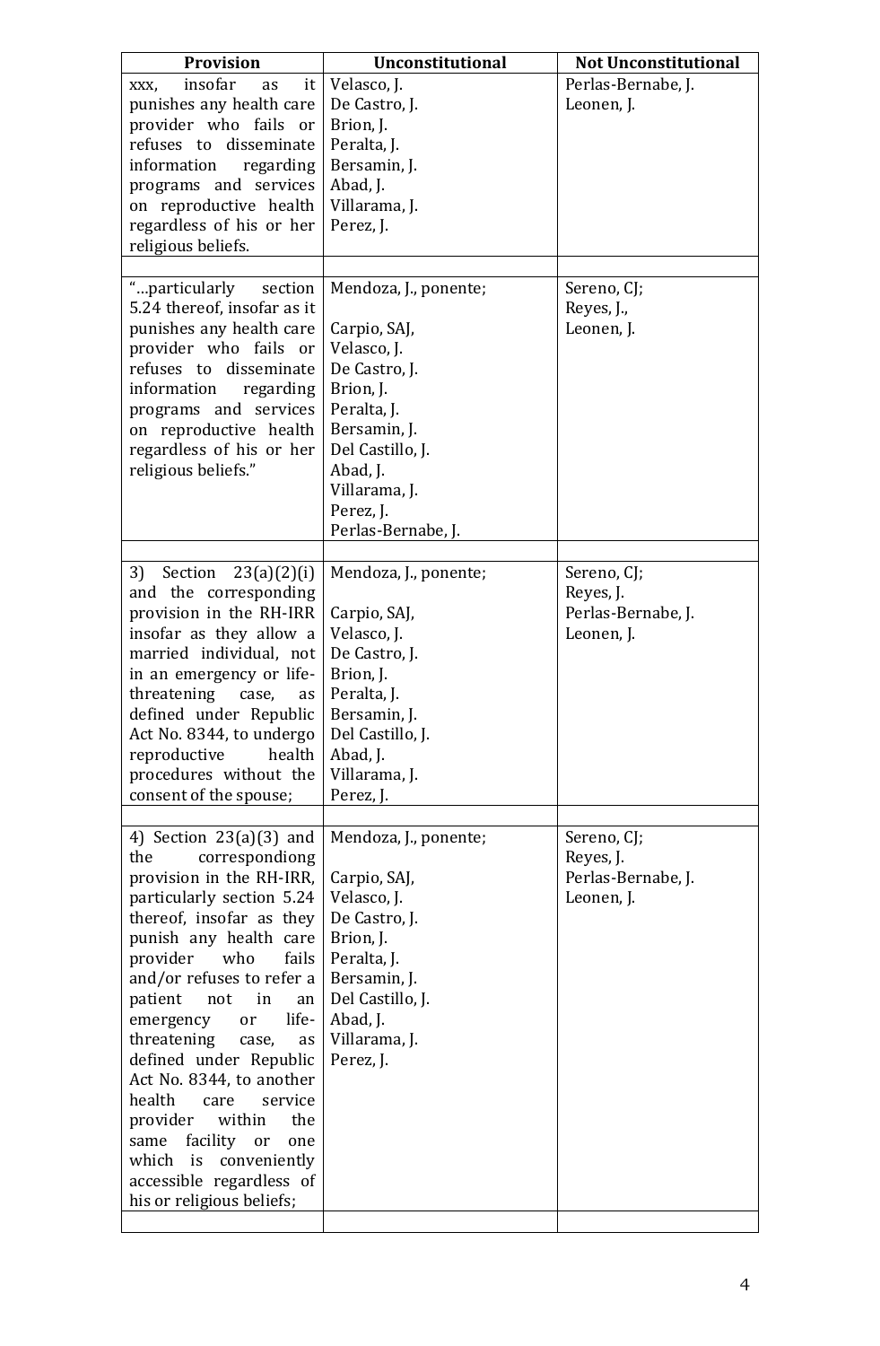| Provision | Unconstitutional | Not Unconstitutional |
|---|---|---|
| xxx, insofar as it punishes any health care provider who fails or refuses to disseminate information regarding programs and services on reproductive health regardless of his or her religious beliefs. | Velasco, J.<br>De Castro, J.<br>Brion, J.<br>Peralta, J.<br>Bersamin, J.<br>Abad, J.<br>Villarama, J.<br>Perez, J. | Perlas-Bernabe, J.<br>Leonen, J. |
| | | |
| "…particularly section 5.24 thereof, insofar as it punishes any health care provider who fails or refuses to disseminate information regarding programs and services on reproductive health regardless of his or her religious beliefs." | Mendoza, J., ponente;<br><br>Carpio, SAJ,<br>Velasco, J.<br>De Castro, J.<br>Brion, J.<br>Peralta, J.<br>Bersamin, J.<br>Del Castillo, J.<br>Abad, J.<br>Villarama, J.<br>Perez, J.<br>Perlas-Bernabe, J. | Sereno, CJ;<br>Reyes, J.,<br>Leonen, J. |
| | | |
| 3) Section 23(a)(2)(i) and the corresponding provision in the RH-IRR insofar as they allow a married individual, not in an emergency or life-threatening case, as defined under Republic Act No. 8344, to undergo reproductive health procedures without the consent of the spouse; | Mendoza, J., ponente;<br><br>Carpio, SAJ,<br>Velasco, J.<br>De Castro, J.<br>Brion, J.<br>Peralta, J.<br>Bersamin, J.<br>Del Castillo, J.<br>Abad, J.<br>Villarama, J.<br>Perez, J. | Sereno, CJ;<br>Reyes, J.<br>Perlas-Bernabe, J.<br>Leonen, J. |
| | | |
| 4) Section 23(a)(3) and the correspondiong provision in the RH-IRR, particularly section 5.24 thereof, insofar as they punish any health care provider who fails and/or refuses to refer a patient not in an emergency or life-threatening case, as defined under Republic Act No. 8344, to another health care service provider within the same facility or one which is conveniently accessible regardless of his or religious beliefs; | Mendoza, J., ponente;<br><br>Carpio, SAJ,<br>Velasco, J.<br>De Castro, J.<br>Brion, J.<br>Peralta, J.<br>Bersamin, J.<br>Del Castillo, J.<br>Abad, J.<br>Villarama, J.<br>Perez, J. | Sereno, CJ;<br>Reyes, J.<br>Perlas-Bernabe, J.<br>Leonen, J. |
| | | |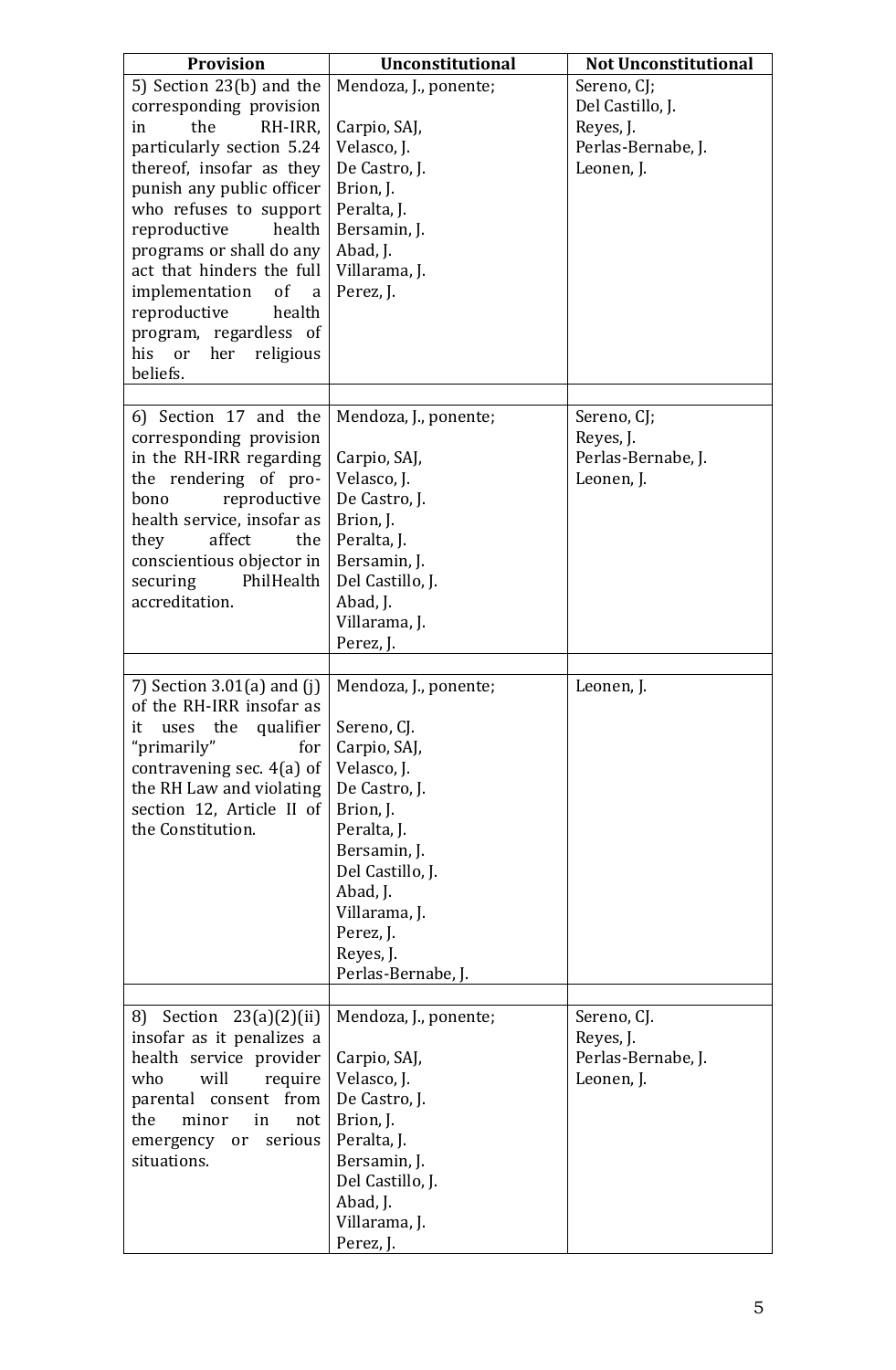| Provision | Unconstitutional | Not Unconstitutional |
|---|---|---|
| 5) Section 23(b) and the corresponding provision in the RH-IRR, particularly section 5.24 thereof, insofar as they punish any public officer who refuses to support reproductive health programs or shall do any act that hinders the full implementation of a reproductive health program, regardless of his or her religious beliefs. | Mendoza, J., ponente;<br><br>Carpio, SAJ,<br>Velasco, J.<br>De Castro, J.<br>Brion, J.<br>Peralta, J.<br>Bersamin, J.<br>Abad, J.<br>Villarama, J.<br>Perez, J. | Sereno, CJ;<br>Del Castillo, J.<br>Reyes, J.<br>Perlas-Bernabe, J.<br>Leonen, J. |
| | | |
| 6) Section 17 and the corresponding provision in the RH-IRR regarding the rendering of pro-bono reproductive health service, insofar as they affect the conscientious objector in securing PhilHealth accreditation. | Mendoza, J., ponente;<br><br>Carpio, SAJ,<br>Velasco, J.<br>De Castro, J.<br>Brion, J.<br>Peralta, J.<br>Bersamin, J.<br>Del Castillo, J.<br>Abad, J.<br>Villarama, J.<br>Perez, J. | Sereno, CJ;<br>Reyes, J.<br>Perlas-Bernabe, J.<br>Leonen, J. |
| | | |
| 7) Section 3.01(a) and (j) of the RH-IRR insofar as it uses the qualifier "primarily" for contravening sec. 4(a) of the RH Law and violating section 12, Article II of the Constitution. | Mendoza, J., ponente;<br><br>Sereno, CJ.<br>Carpio, SAJ,<br>Velasco, J.<br>De Castro, J.<br>Brion, J.<br>Peralta, J.<br>Bersamin, J.<br>Del Castillo, J.<br>Abad, J.<br>Villarama, J.<br>Perez, J.<br>Reyes, J.<br>Perlas-Bernabe, J. | Leonen, J. |
| | | |
| 8) Section 23(a)(2)(ii) insofar as it penalizes a health service provider who will require parental consent from the minor in not emergency or serious situations. | Mendoza, J., ponente;<br><br>Carpio, SAJ,<br>Velasco, J.<br>De Castro, J.<br>Brion, J.<br>Peralta, J.<br>Bersamin, J.<br>Del Castillo, J.<br>Abad, J.<br>Villarama, J.<br>Perez, J. | Sereno, CJ.<br>Reyes, J.<br>Perlas-Bernabe, J.<br>Leonen, J. |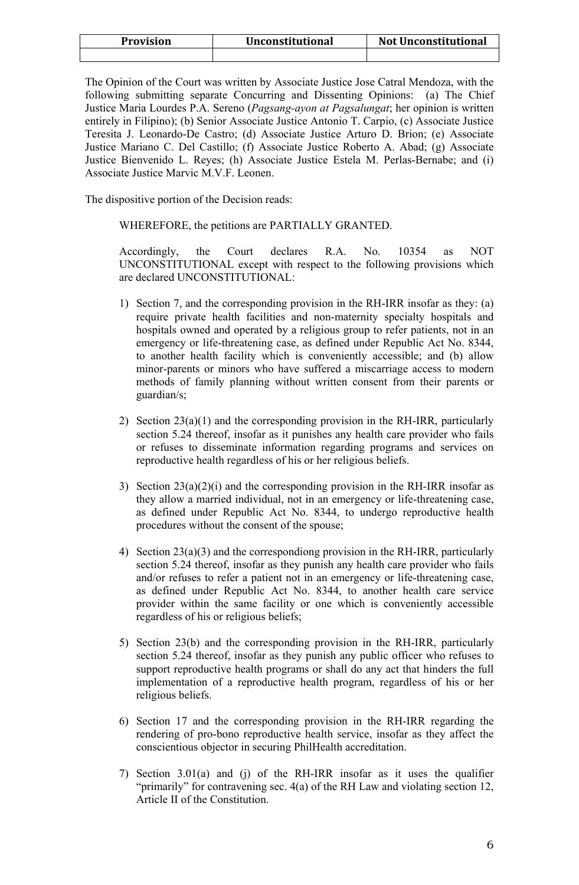| Provision | Unconstitutional | Not Unconstitutional |
| --- | --- | --- |
| | | |

The Opinion of the Court was written by Associate Justice Jose Catral Mendoza, with the following submitting separate Concurring and Dissenting Opinions: (a) The Chief Justice Maria Lourdes P.A. Sereno (*Pagsang-ayon at Pagsalungat*; her opinion is written entirely in Filipino); (b) Senior Associate Justice Antonio T. Carpio, (c) Associate Justice Teresita J. Leonardo-De Castro; (d) Associate Justice Arturo D. Brion; (e) Associate Justice Mariano C. Del Castillo; (f) Associate Justice Roberto A. Abad; (g) Associate Justice Bienvenido L. Reyes; (h) Associate Justice Estela M. Perlas-Bernabe; and (i) Associate Justice Marvic M.V.F. Leonen.

The dispositive portion of the Decision reads:

> WHEREFORE, the petitions are PARTIALLY GRANTED.
>
> Accordingly, the Court declares R.A. No. 10354 as NOT UNCONSTITUTIONAL except with respect to the following provisions which are declared UNCONSTITUTIONAL:
>
> 1) Section 7, and the corresponding provision in the RH-IRR insofar as they: (a) require private health facilities and non-maternity specialty hospitals and hospitals owned and operated by a religious group to refer patients, not in an emergency or life-threatening case, as defined under Republic Act No. 8344, to another health facility which is conveniently accessible; and (b) allow minor-parents or minors who have suffered a miscarriage access to modern methods of family planning without written consent from their parents or guardian/s;
>
> 2) Section 23(a)(1) and the corresponding provision in the RH-IRR, particularly section 5.24 thereof, insofar as it punishes any health care provider who fails or refuses to disseminate information regarding programs and services on reproductive health regardless of his or her religious beliefs.
>
> 3) Section 23(a)(2)(i) and the corresponding provision in the RH-IRR insofar as they allow a married individual, not in an emergency or life-threatening case, as defined under Republic Act No. 8344, to undergo reproductive health procedures without the consent of the spouse;
>
> 4) Section 23(a)(3) and the correspondiong provision in the RH-IRR, particularly section 5.24 thereof, insofar as they punish any health care provider who fails and/or refuses to refer a patient not in an emergency or life-threatening case, as defined under Republic Act No. 8344, to another health care service provider within the same facility or one which is conveniently accessible regardless of his or religious beliefs;
>
> 5) Section 23(b) and the corresponding provision in the RH-IRR, particularly section 5.24 thereof, insofar as they punish any public officer who refuses to support reproductive health programs or shall do any act that hinders the full implementation of a reproductive health program, regardless of his or her religious beliefs.
>
> 6) Section 17 and the corresponding provision in the RH-IRR regarding the rendering of pro-bono reproductive health service, insofar as they affect the conscientious objector in securing PhilHealth accreditation.
>
> 7) Section 3.01(a) and (j) of the RH-IRR insofar as it uses the qualifier "primarily" for contravening sec. 4(a) of the RH Law and violating section 12, Article II of the Constitution.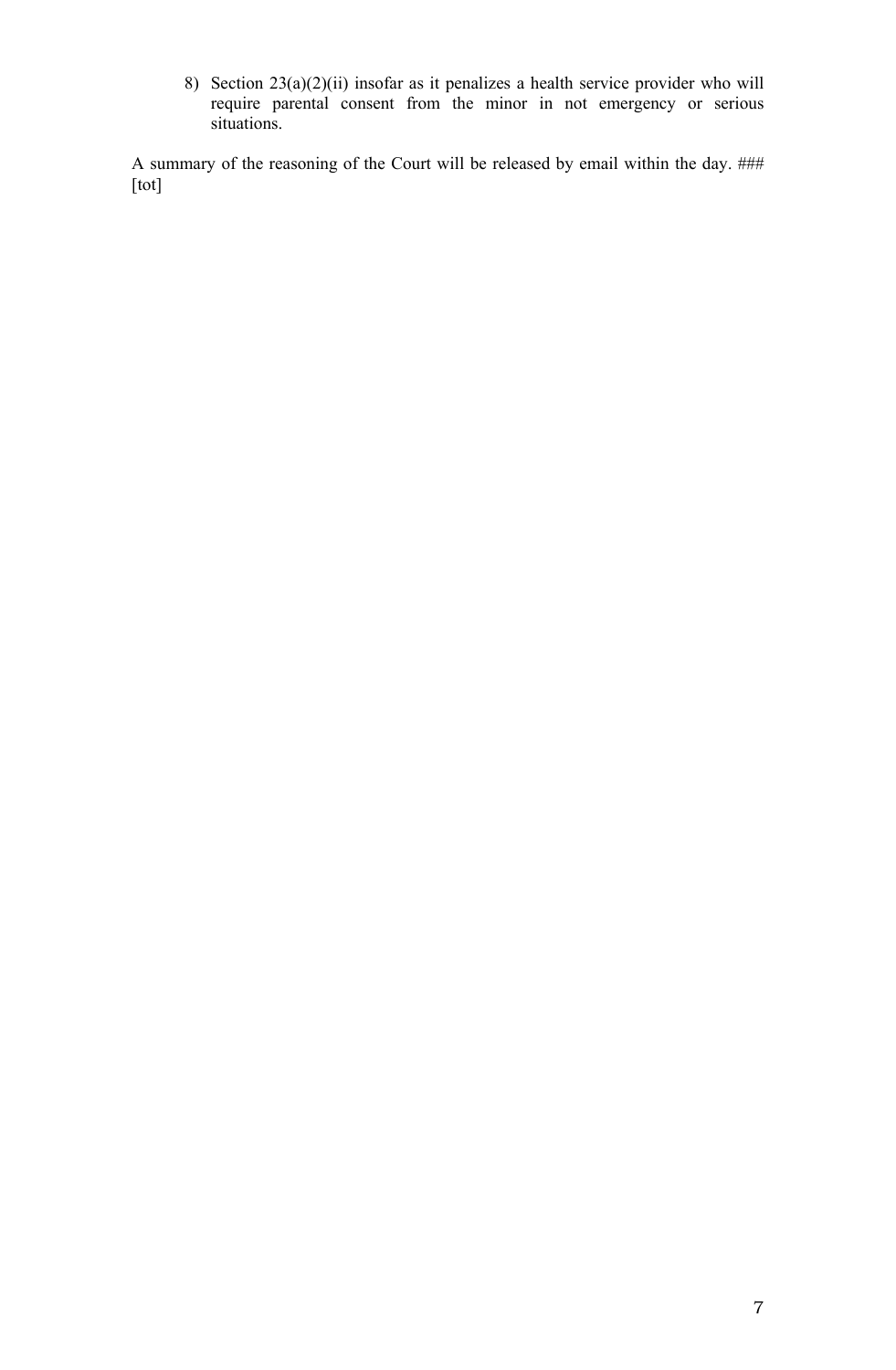8) Section 23(a)(2)(ii) insofar as it penalizes a health service provider who will require parental consent from the minor in not emergency or serious situations.

A summary of the reasoning of the Court will be released by email within the day. ### [tot]